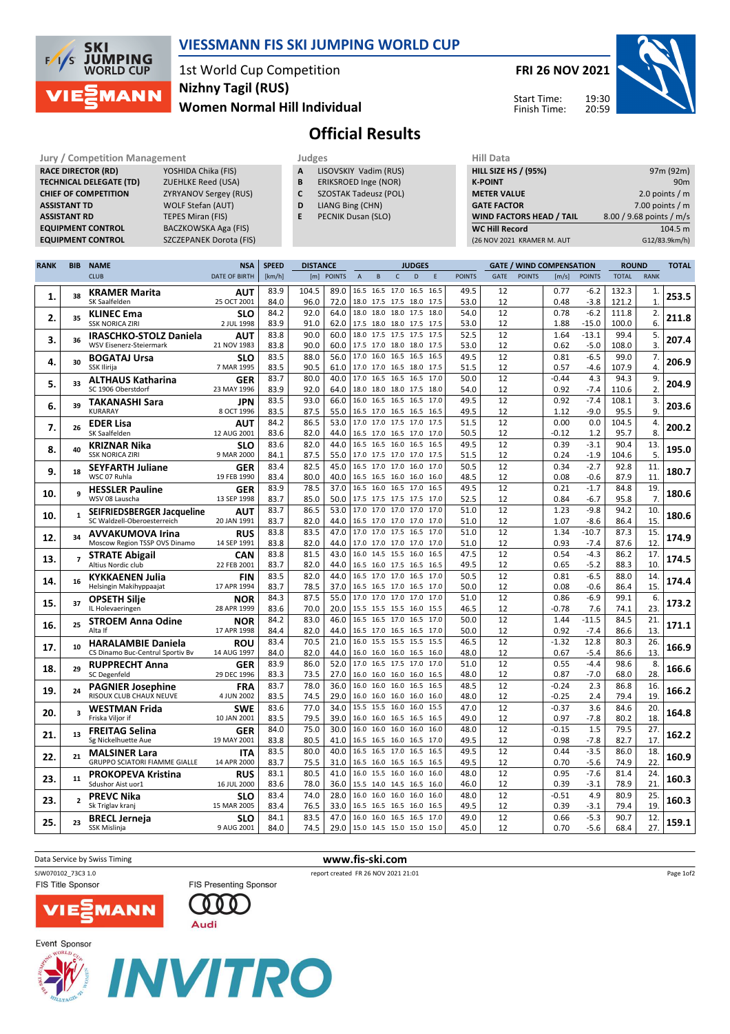# VIESSMANN FIS SKI JUMPING WORLD CUP

1st World Cup Competition
**Nizhny Tagil (RUS)**
**Women Normal Hill Individual**

**FRI 26 NOV 2021**

Start Time: 19:30
Finish Time: 20:59

## Official Results

| Jury / Competition Management | |
|---|---|
| RACE DIRECTOR (RD) | YOSHIDA Chika (FIS) |
| TECHNICAL DELEGATE (TD) | ZUEHLKE Reed (USA) |
| CHIEF OF COMPETITION | ZYRYANOV Sergey (RUS) |
| ASSISTANT TD | WOLF Stefan (AUT) |
| ASSISTANT RD | TEPES Miran (FIS) |
| EQUIPMENT CONTROL | BACZKOWSKA Aga (FIS) |
| EQUIPMENT CONTROL | SZCZEPANEK Dorota (FIS) |

| Judges | |
|---|---|
| A | LISOVSKIY Vadim (RUS) |
| B | ERIKSROED Inge (NOR) |
| C | SZOSTAK Tadeusz (POL) |
| D | LIANG Bing (CHN) |
| E | PECNIK Dusan (SLO) |

| Hill Data | |
|---|---|
| HILL SIZE HS / (95%) | 97m (92m) |
| K-POINT | 90m |
| METER VALUE | 2.0 points / m |
| GATE FACTOR | 7.00 points / m |
| WIND FACTORS HEAD / TAIL | 8.00 / 9.68 points / m/s |
| WC Hill Record | 104.5 m |
| (26 NOV 2021 KRAMER M. AUT | G12/83.9km/h) |

| RANK | BIB | NAME / CLUB | NSA / DATE OF BIRTH | SPEED [km/h] | DISTANCE [m] | DISTANCE POINTS | A | B | C | D | E | JUDGES POINTS | GATE | GATE POINTS | WIND [m/s] | WIND POINTS | ROUND TOTAL | ROUND RANK | TOTAL |
|---|---|---|---|---|---|---|---|---|---|---|---|---|---|---|---|---|---|---|---|
| 1. | 38 | **KRAMER Marita** / SK Saalfelden | AUT / 25 OCT 2001 | 83.9 | 104.5 | 89.0 | 16.5 | 16.5 | 17.0 | 16.5 | 16.5 | 49.5 | 12 | | 0.77 | -6.2 | 132.3 | 1. | 253.5 |
| | | | | 84.0 | 96.0 | 72.0 | 18.0 | 17.5 | 17.5 | 18.0 | 17.5 | 53.0 | 12 | | 0.48 | -3.8 | 121.2 | 1. | |
| 2. | 35 | **KLINEC Ema** / SSK NORICA ZIRI | SLO / 2 JUL 1998 | 84.2 | 92.0 | 64.0 | 18.0 | 18.0 | 18.0 | 17.5 | 18.0 | 54.0 | 12 | | 0.78 | -6.2 | 111.8 | 2. | 211.8 |
| | | | | 83.9 | 91.0 | 62.0 | 17.5 | 18.0 | 18.0 | 17.5 | 17.5 | 53.0 | 12 | | 1.88 | -15.0 | 100.0 | 6. | |
| 3. | 36 | **IRASCHKO-STOLZ Daniela** / WSV Eisenerz-Steiermark | AUT / 21 NOV 1983 | 83.8 | 90.0 | 60.0 | 18.0 | 17.5 | 17.5 | 17.5 | 17.5 | 52.5 | 12 | | 1.64 | -13.1 | 99.4 | 5. | 207.4 |
| | | | | 83.8 | 90.0 | 60.0 | 17.5 | 17.0 | 18.0 | 18.0 | 17.5 | 53.0 | 12 | | 0.62 | -5.0 | 108.0 | 3. | |
| 4. | 30 | **BOGATAJ Ursa** / SSK Ilirija | SLO / 7 MAR 1995 | 83.5 | 88.0 | 56.0 | 17.0 | 16.0 | 16.5 | 16.5 | 16.5 | 49.5 | 12 | | 0.81 | -6.5 | 99.0 | 7. | 206.9 |
| | | | | 83.5 | 90.5 | 61.0 | 17.0 | 17.0 | 16.5 | 18.0 | 17.5 | 51.5 | 12 | | 0.57 | -4.6 | 107.9 | 4. | |
| 5. | 33 | **ALTHAUS Katharina** / SC 1906 Oberstdorf | GER / 23 MAY 1996 | 83.7 | 80.0 | 40.0 | 17.0 | 16.5 | 16.5 | 16.5 | 17.0 | 50.0 | 12 | | -0.44 | 4.3 | 94.3 | 9. | 204.9 |
| | | | | 83.9 | 92.0 | 64.0 | 18.0 | 18.0 | 18.0 | 17.5 | 18.0 | 54.0 | 12 | | 0.92 | -7.4 | 110.6 | 2. | |
| 6. | 39 | **TAKANASHI Sara** / KURARAY | JPN / 8 OCT 1996 | 83.5 | 93.0 | 66.0 | 16.0 | 16.5 | 16.5 | 16.5 | 17.0 | 49.5 | 12 | | 0.92 | -7.4 | 108.1 | 3. | 203.6 |
| | | | | 83.5 | 87.5 | 55.0 | 16.5 | 17.0 | 16.5 | 16.5 | 16.5 | 49.5 | 12 | | 1.12 | -9.0 | 95.5 | 9. | |
| 7. | 26 | **EDER Lisa** / SK Saalfelden | AUT / 12 AUG 2001 | 84.2 | 86.5 | 53.0 | 17.0 | 17.0 | 17.5 | 17.0 | 17.5 | 51.5 | 12 | | 0.00 | 0.0 | 104.5 | 4. | 200.2 |
| | | | | 83.6 | 82.0 | 44.0 | 16.5 | 17.0 | 16.5 | 17.0 | 16.5 | 50.5 | 12 | | -0.12 | 1.2 | 95.7 | 8. | |
| 8. | 40 | **KRIZNAR Nika** / SSK NORICA ZIRI | SLO / 9 MAR 2000 | 83.6 | 82.0 | 44.0 | 16.5 | 16.5 | 16.0 | 16.5 | 16.5 | 49.5 | 12 | | 0.39 | -3.1 | 90.4 | 13. | 195.0 |
| | | | | 84.1 | 87.5 | 55.0 | 17.0 | 17.5 | 17.0 | 17.0 | 17.5 | 51.5 | 12 | | 0.24 | -1.9 | 104.6 | 5. | |
| 9. | 18 | **SEYFARTH Juliane** / WSC 07 Ruhla | GER / 19 FEB 1990 | 83.4 | 82.5 | 45.0 | 16.5 | 17.0 | 17.0 | 16.0 | 17.0 | 50.5 | 12 | | 0.34 | -2.7 | 92.8 | 11. | 180.7 |
| | | | | 83.4 | 80.0 | 40.0 | 16.5 | 16.5 | 16.0 | 16.0 | 16.0 | 48.5 | 12 | | 0.08 | -0.6 | 87.9 | 11. | |
| 10. | 9 | **HESSLER Pauline** / WSV 08 Lauscha | GER / 13 SEP 1998 | 83.9 | 78.5 | 37.0 | 16.5 | 16.0 | 16.5 | 17.0 | 16.5 | 49.5 | 12 | | 0.21 | -1.7 | 84.8 | 19. | 180.6 |
| | | | | 83.7 | 85.0 | 50.0 | 17.5 | 17.5 | 17.5 | 17.5 | 17.0 | 52.5 | 12 | | 0.84 | -6.7 | 95.8 | 7. | |
| 10. | 1 | **SEIFRIEDSBERGER Jacqueline** / SC Waldzell-Oberoesterreich | AUT / 20 JAN 1991 | 83.7 | 86.5 | 53.0 | 17.0 | 17.0 | 17.0 | 17.0 | 17.0 | 51.0 | 12 | | 1.23 | -9.8 | 94.2 | 10. | 180.6 |
| | | | | 83.7 | 82.0 | 44.0 | 16.5 | 17.0 | 17.0 | 17.0 | 17.0 | 51.0 | 12 | | 1.07 | -8.6 | 86.4 | 15. | |
| 12. | 34 | **AVVAKUMOVA Irina** / Moscow Region TSSP OVS Dinamo | RUS / 14 SEP 1991 | 83.8 | 83.5 | 47.0 | 17.0 | 17.0 | 17.5 | 16.5 | 17.0 | 51.0 | 12 | | 1.34 | -10.7 | 87.3 | 15. | 174.9 |
| | | | | 83.8 | 82.0 | 44.0 | 17.0 | 17.0 | 17.0 | 17.0 | 17.0 | 51.0 | 12 | | 0.93 | -7.4 | 87.6 | 12. | |
| 13. | 7 | **STRATE Abigail** / Altius Nordic club | CAN / 22 FEB 2001 | 83.8 | 81.5 | 43.0 | 16.0 | 14.5 | 15.5 | 16.0 | 16.5 | 47.5 | 12 | | 0.54 | -4.3 | 86.2 | 17. | 174.5 |
| | | | | 83.7 | 82.0 | 44.0 | 16.5 | 16.0 | 17.5 | 16.5 | 16.5 | 49.5 | 12 | | 0.65 | -5.2 | 88.3 | 10. | |
| 14. | 16 | **KYKKAENEN Julia** / Helsingin Makihyppaajat | FIN / 17 APR 1994 | 83.5 | 82.0 | 44.0 | 16.5 | 17.0 | 17.0 | 16.5 | 17.0 | 50.5 | 12 | | 0.81 | -6.5 | 88.0 | 14. | 174.4 |
| | | | | 83.7 | 78.5 | 37.0 | 16.5 | 16.5 | 17.0 | 16.5 | 17.0 | 50.0 | 12 | | 0.08 | -0.6 | 86.4 | 15. | |
| 15. | 37 | **OPSETH Silje** / IL Holevaeringen | NOR / 28 APR 1999 | 84.3 | 87.5 | 55.0 | 17.0 | 17.0 | 17.0 | 17.0 | 17.0 | 51.0 | 12 | | 0.86 | -6.9 | 99.1 | 6. | 173.2 |
| | | | | 83.6 | 70.0 | 20.0 | 15.5 | 15.5 | 15.5 | 16.0 | 15.5 | 46.5 | 12 | | -0.78 | 7.6 | 74.1 | 23. | |
| 16. | 25 | **STROEM Anna Odine** / Alta IF | NOR / 17 APR 1998 | 84.2 | 83.0 | 46.0 | 16.5 | 16.5 | 17.0 | 16.5 | 17.0 | 50.0 | 12 | | 1.44 | -11.5 | 84.5 | 21. | 171.1 |
| | | | | 84.4 | 82.0 | 44.0 | 16.5 | 17.0 | 16.5 | 16.5 | 17.0 | 50.0 | 12 | | 0.92 | -7.4 | 86.6 | 13. | |
| 17. | 10 | **HARALAMBIE Daniela** / CS Dinamo Buc-Centrul Sportiv Bv | ROU / 14 AUG 1997 | 83.4 | 70.5 | 21.0 | 16.0 | 15.5 | 15.5 | 15.5 | 15.5 | 46.5 | 12 | | -1.32 | 12.8 | 80.3 | 26. | 166.9 |
| | | | | 84.0 | 82.0 | 44.0 | 16.0 | 16.0 | 16.0 | 16.5 | 16.0 | 48.0 | 12 | | 0.67 | -5.4 | 86.6 | 13. | |
| 18. | 29 | **RUPPRECHT Anna** / SC Degenfeld | GER / 29 DEC 1996 | 83.9 | 86.0 | 52.0 | 17.0 | 16.5 | 17.5 | 17.0 | 17.5 | 51.0 | 12 | | 0.55 | -4.4 | 98.6 | 8. | 166.6 |
| | | | | 83.3 | 73.5 | 27.0 | 16.0 | 16.0 | 16.0 | 16.0 | 16.5 | 48.0 | 12 | | 0.87 | -7.0 | 68.0 | 28. | |
| 19. | 24 | **PAGNIER Josephine** / RISOUX CLUB CHAUX NEUVE | FRA / 4 JUN 2002 | 83.7 | 78.0 | 36.0 | 16.0 | 16.0 | 16.0 | 16.5 | 16.5 | 48.5 | 12 | | -0.24 | 2.3 | 86.8 | 16. | 166.2 |
| | | | | 83.5 | 74.5 | 29.0 | 16.0 | 16.0 | 16.0 | 16.0 | 16.0 | 48.0 | 12 | | -0.25 | 2.4 | 79.4 | 19. | |
| 20. | 3 | **WESTMAN Frida** / Friska Viljor if | SWE / 10 JAN 2001 | 83.6 | 77.0 | 34.0 | 15.5 | 15.5 | 16.0 | 16.0 | 15.5 | 47.0 | 12 | | -0.37 | 3.6 | 84.6 | 20. | 164.8 |
| | | | | 83.5 | 79.5 | 39.0 | 16.0 | 16.0 | 16.5 | 16.5 | 16.5 | 49.0 | 12 | | 0.97 | -7.8 | 80.2 | 18. | |
| 21. | 13 | **FREITAG Selina** / Sg Nickelhuette Aue | GER / 19 MAY 2001 | 84.0 | 75.0 | 30.0 | 16.0 | 16.0 | 16.0 | 16.0 | 16.0 | 48.0 | 12 | | -0.15 | 1.5 | 79.5 | 27. | 162.2 |
| | | | | 83.8 | 80.5 | 41.0 | 16.5 | 16.5 | 16.0 | 16.5 | 17.0 | 49.5 | 12 | | 0.98 | -7.8 | 82.7 | 17. | |
| 22. | 21 | **MALSINER Lara** / GRUPPO SCIATORI FIAMME GIALLE | ITA / 14 APR 2000 | 83.5 | 80.0 | 40.0 | 16.5 | 16.5 | 17.0 | 16.5 | 16.5 | 49.5 | 12 | | 0.44 | -3.5 | 86.0 | 18. | 160.9 |
| | | | | 83.7 | 75.5 | 31.0 | 16.5 | 16.0 | 16.5 | 16.5 | 16.5 | 49.5 | 12 | | 0.70 | -5.6 | 74.9 | 22. | |
| 23. | 11 | **PROKOPEVA Kristina** / Sdushor Aist uor1 | RUS / 16 JUL 2000 | 83.1 | 80.5 | 41.0 | 16.0 | 15.5 | 16.0 | 16.0 | 16.0 | 48.0 | 12 | | 0.95 | -7.6 | 81.4 | 24. | 160.3 |
| | | | | 83.6 | 78.0 | 36.0 | 15.5 | 14.0 | 14.5 | 16.5 | 16.0 | 46.0 | 12 | | 0.39 | -3.1 | 78.9 | 21. | |
| 23. | 2 | **PREVC Nika** / Sk Triglav kranj | SLO / 15 MAR 2005 | 83.4 | 74.0 | 28.0 | 16.0 | 16.0 | 16.0 | 16.0 | 16.0 | 48.0 | 12 | | -0.51 | 4.9 | 80.9 | 25. | 160.3 |
| | | | | 83.4 | 76.5 | 33.0 | 16.5 | 16.5 | 16.5 | 16.0 | 16.5 | 49.5 | 12 | | 0.39 | -3.1 | 79.4 | 19. | |
| 25. | 23 | **BRECL Jerneja** / SSK Mislinja | SLO / 9 AUG 2001 | 84.1 | 83.5 | 47.0 | 16.0 | 16.0 | 16.5 | 16.5 | 17.0 | 49.0 | 12 | | 0.66 | -5.3 | 90.7 | 12. | 159.1 |
| | | | | 84.0 | 74.5 | 29.0 | 15.0 | 14.5 | 15.0 | 15.0 | 15.0 | 45.0 | 12 | | 0.70 | -5.6 | 68.4 | 27. | |

Data Service by Swiss Timing | www.fis-ski.com

SJW070102_73C3 1.0 | report created FR 26 NOV 2021 21:01

FIS Title Sponsor: VIESSMANN | FIS Presenting Sponsor: Audi

Event Sponsor: INVITRO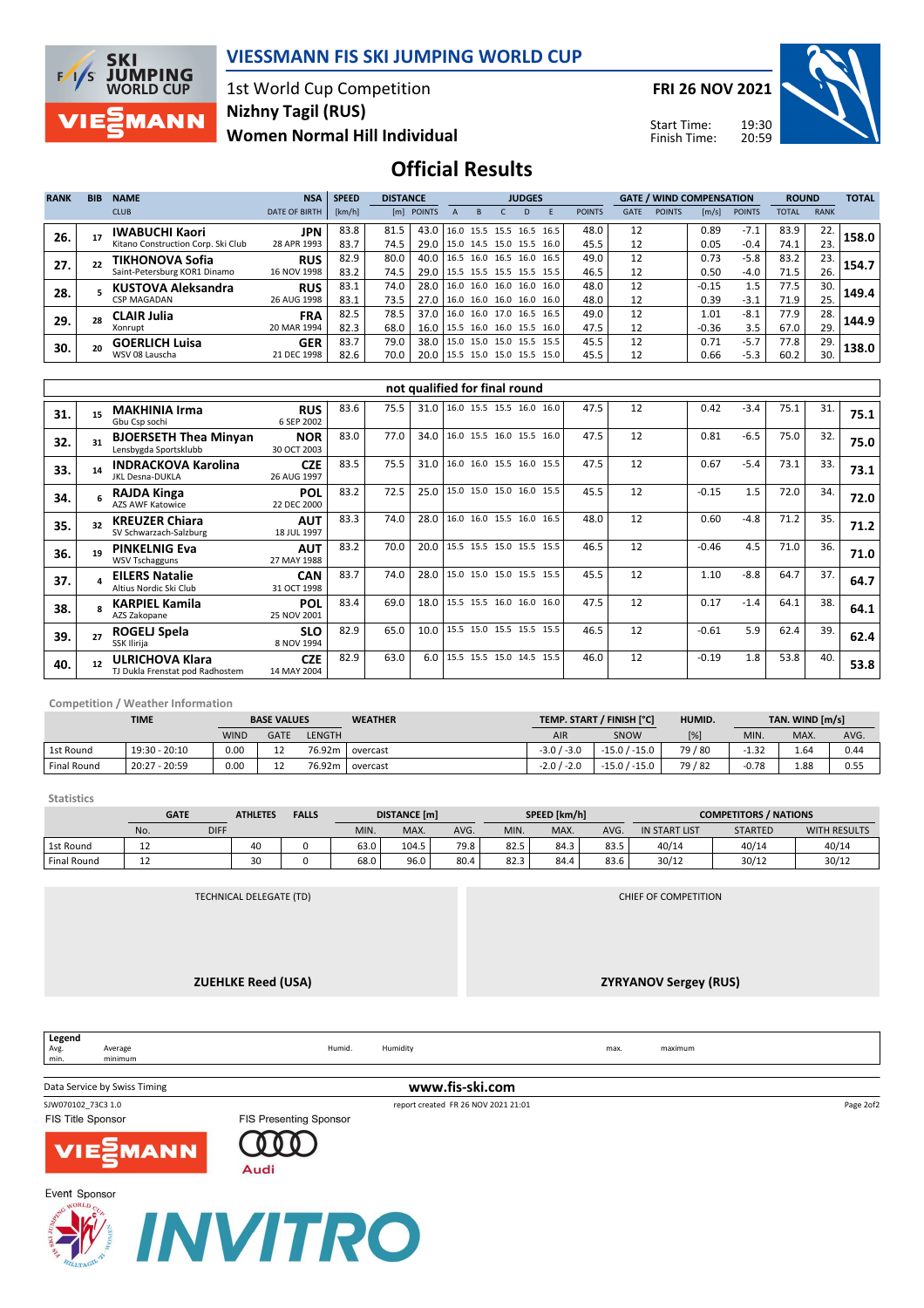# VIESSMANN FIS SKI JUMPING WORLD CUP

1st World Cup Competition
**Nizhny Tagil (RUS)**
**Women Normal Hill Individual**

**FRI 26 NOV 2021**

Start Time: 19:30
Finish Time: 20:59

## Official Results

| RANK | BIB | NAME / CLUB | NSA / DATE OF BIRTH | SPEED [km/h] | DISTANCE [m] | DISTANCE POINTS | A | B | C | D | E | JUDGES POINTS | GATE | GATE POINTS | WIND [m/s] | WIND POINTS | ROUND TOTAL | ROUND RANK | TOTAL |
|---|---|---|---|---|---|---|---|---|---|---|---|---|---|---|---|---|---|---|---|
| 26. | 17 | **IWABUCHI Kaori** | **JPN** | 83.8 | 81.5 | 43.0 | 16.0 | 15.5 | 15.5 | 16.5 | 16.5 | 48.0 | 12 | | 0.89 | -7.1 | 83.9 | 22. | **158.0** |
| | | Kitano Construction Corp. Ski Club | 28 APR 1993 | 83.7 | 74.5 | 29.0 | 15.0 | 14.5 | 15.0 | 15.5 | 16.0 | 45.5 | 12 | | 0.05 | -0.4 | 74.1 | 23. | |
| 27. | 22 | **TIKHONOVA Sofia** | **RUS** | 82.9 | 80.0 | 40.0 | 16.5 | 16.0 | 16.5 | 16.0 | 16.5 | 49.0 | 12 | | 0.73 | -5.8 | 83.2 | 23. | **154.7** |
| | | Saint-Petersburg KOR1 Dinamo | 16 NOV 1998 | 83.2 | 74.5 | 29.0 | 15.5 | 15.5 | 15.5 | 15.5 | 15.5 | 46.5 | 12 | | 0.50 | -4.0 | 71.5 | 26. | |
| 28. | 5 | **KUSTOVA Aleksandra** | **RUS** | 83.1 | 74.0 | 28.0 | 16.0 | 16.0 | 16.0 | 16.0 | 16.0 | 48.0 | 12 | | -0.15 | 1.5 | 77.5 | 30. | **149.4** |
| | | CSP MAGADAN | 26 AUG 1998 | 83.1 | 73.5 | 27.0 | 16.0 | 16.0 | 16.0 | 16.0 | 16.0 | 48.0 | 12 | | 0.39 | -3.1 | 71.9 | 25. | |
| 29. | 28 | **CLAIR Julia** | **FRA** | 82.5 | 78.5 | 37.0 | 16.0 | 16.0 | 17.0 | 16.5 | 16.5 | 49.0 | 12 | | 1.01 | -8.1 | 77.9 | 28. | **144.9** |
| | | Xonrupt | 20 MAR 1994 | 82.3 | 68.0 | 16.0 | 15.5 | 16.0 | 16.0 | 15.5 | 16.0 | 47.5 | 12 | | -0.36 | 3.5 | 67.0 | 29. | |
| 30. | 20 | **GOERLICH Luisa** | **GER** | 83.7 | 79.0 | 38.0 | 15.0 | 15.0 | 15.0 | 15.5 | 15.5 | 45.5 | 12 | | 0.71 | -5.7 | 77.8 | 29. | **138.0** |
| | | WSV 08 Lauscha | 21 DEC 1998 | 82.6 | 70.0 | 20.0 | 15.5 | 15.0 | 15.0 | 15.5 | 15.0 | 45.5 | 12 | | 0.66 | -5.3 | 60.2 | 30. | |

### not qualified for final round

| RANK | BIB | NAME / CLUB | NSA / DATE OF BIRTH | SPEED [km/h] | DISTANCE [m] | DISTANCE POINTS | A | B | C | D | E | JUDGES POINTS | GATE | GATE POINTS | WIND [m/s] | WIND POINTS | ROUND TOTAL | ROUND RANK | TOTAL |
|---|---|---|---|---|---|---|---|---|---|---|---|---|---|---|---|---|---|---|---|
| 31. | 15 | **MAKHINIA Irma** / Gbu Csp sochi | **RUS** / 6 SEP 2002 | 83.6 | 75.5 | 31.0 | 16.0 | 15.5 | 15.5 | 16.0 | 16.0 | 47.5 | 12 | | 0.42 | -3.4 | 75.1 | 31. | **75.1** |
| 32. | 31 | **BJOERSETH Thea Minyan** / Lensbygda Sportsklubb | **NOR** / 30 OCT 2003 | 83.0 | 77.0 | 34.0 | 16.0 | 15.5 | 16.0 | 15.5 | 16.0 | 47.5 | 12 | | 0.81 | -6.5 | 75.0 | 32. | **75.0** |
| 33. | 14 | **INDRACKOVA Karolina** / JKL Desna-DUKLA | **CZE** / 26 AUG 1997 | 83.5 | 75.5 | 31.0 | 16.0 | 16.0 | 15.5 | 16.0 | 15.5 | 47.5 | 12 | | 0.67 | -5.4 | 73.1 | 33. | **73.1** |
| 34. | 6 | **RAJDA Kinga** / AZS AWF Katowice | **POL** / 22 DEC 2000 | 83.2 | 72.5 | 25.0 | 15.0 | 15.0 | 15.0 | 16.0 | 15.5 | 45.5 | 12 | | -0.15 | 1.5 | 72.0 | 34. | **72.0** |
| 35. | 32 | **KREUZER Chiara** / SV Schwarzach-Salzburg | **AUT** / 18 JUL 1997 | 83.3 | 74.0 | 28.0 | 16.0 | 16.0 | 15.5 | 16.0 | 16.5 | 48.0 | 12 | | 0.60 | -4.8 | 71.2 | 35. | **71.2** |
| 36. | 19 | **PINKELNIG Eva** / WSV Tschagguns | **AUT** / 27 MAY 1988 | 83.2 | 70.0 | 20.0 | 15.5 | 15.5 | 15.0 | 15.5 | 15.5 | 46.5 | 12 | | -0.46 | 4.5 | 71.0 | 36. | **71.0** |
| 37. | 4 | **EILERS Natalie** / Altius Nordic Ski Club | **CAN** / 31 OCT 1998 | 83.7 | 74.0 | 28.0 | 15.0 | 15.0 | 15.0 | 15.5 | 15.5 | 45.5 | 12 | | 1.10 | -8.8 | 64.7 | 37. | **64.7** |
| 38. | 8 | **KARPIEL Kamila** / AZS Zakopane | **POL** / 25 NOV 2001 | 83.4 | 69.0 | 18.0 | 15.5 | 15.5 | 16.0 | 16.0 | 16.0 | 47.5 | 12 | | 0.17 | -1.4 | 64.1 | 38. | **64.1** |
| 39. | 27 | **ROGELJ Spela** / SSK Ilirija | **SLO** / 8 NOV 1994 | 82.9 | 65.0 | 10.0 | 15.5 | 15.0 | 15.5 | 15.5 | 15.5 | 46.5 | 12 | | -0.61 | 5.9 | 62.4 | 39. | **62.4** |
| 40. | 12 | **ULRICHOVA Klara** / TJ Dukla Frenstat pod Radhostem | **CZE** / 14 MAY 2004 | 82.9 | 63.0 | 6.0 | 15.5 | 15.5 | 15.0 | 14.5 | 15.5 | 46.0 | 12 | | -0.19 | 1.8 | 53.8 | 40. | **53.8** |

### Competition / Weather Information

| | TIME | BASE VALUES WIND | BASE VALUES GATE | BASE VALUES LENGTH | WEATHER | TEMP. START / FINISH [°C] AIR | TEMP. START / FINISH [°C] SNOW | HUMID. [%] | TAN. WIND [m/s] MIN. | TAN. WIND [m/s] MAX. | TAN. WIND [m/s] AVG. |
|---|---|---|---|---|---|---|---|---|---|---|---|
| 1st Round | 19:30 - 20:10 | 0.00 | 12 | 76.92m | overcast | -3.0 / -3.0 | -15.0 / -15.0 | 79 / 80 | -1.32 | 1.64 | 0.44 |
| Final Round | 20:27 - 20:59 | 0.00 | 12 | 76.92m | overcast | -2.0 / -2.0 | -15.0 / -15.0 | 79 / 82 | -0.78 | 1.88 | 0.55 |

### Statistics

| | GATE No. | GATE DIFF | ATHLETES | FALLS | DISTANCE [m] MIN. | DISTANCE [m] MAX. | DISTANCE [m] AVG. | SPEED [km/h] MIN. | SPEED [km/h] MAX. | SPEED [km/h] AVG. | IN START LIST | STARTED | WITH RESULTS |
|---|---|---|---|---|---|---|---|---|---|---|---|---|---|
| 1st Round | 12 | | 40 | 0 | 63.0 | 104.5 | 79.8 | 82.5 | 84.3 | 83.5 | 40/14 | 40/14 | 40/14 |
| Final Round | 12 | | 30 | 0 | 68.0 | 96.0 | 80.4 | 82.3 | 84.4 | 83.6 | 30/12 | 30/12 | 30/12 |

TECHNICAL DELEGATE (TD): **ZUEHLKE Reed (USA)**

CHIEF OF COMPETITION: **ZYRYANOV Sergey (RUS)**

**Legend**
Avg. – Average; min. – minimum; Humid. – Humidity; max. – maximum

Data Service by Swiss Timing — www.fis-ski.com

SJW070102_73C3 1.0 — report created FR 26 NOV 2021 21:01

FIS Title Sponsor: VIESSMANN
FIS Presenting Sponsor: Audi
Event Sponsor: INVITRO